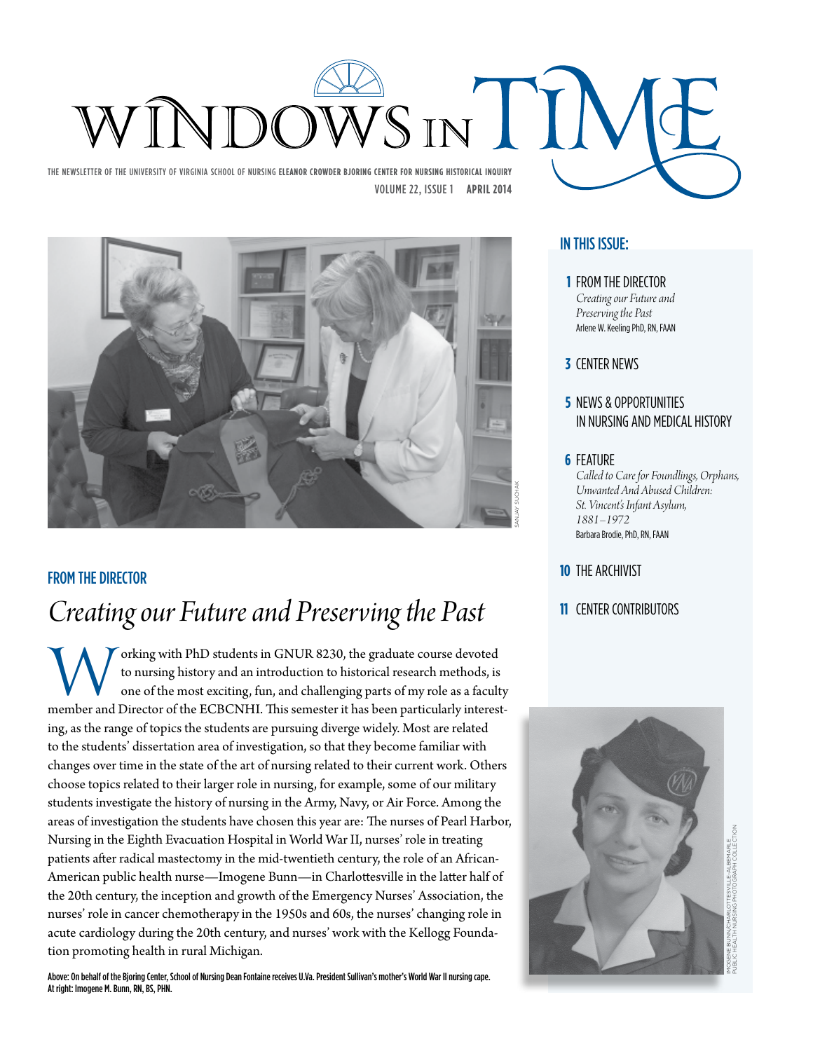# WINDOWS IN TIME

THE NEWSLETTER OF THE UNIVERSITY OF VIRGINIA SCHOOL OF NURSING **ELEANOR CROWDER BJORING CENTER FOR NURSING HISTORICAL INQUIRY**

VOLUME 22, ISSUE 1 **APRIL 2014**

SANJAY SUCHAK

## IN THIS ISSUE:

**1** FROM THE DIRECTOR
*Creating our Future and Preserving the Past*
Arlene W. Keeling PhD, RN, FAAN

**3** CENTER NEWS

**5** NEWS & OPPORTUNITIES IN NURSING AND MEDICAL HISTORY

**6** FEATURE
*Called to Care for Foundlings, Orphans, Unwanted And Abused Children: St. Vincent's Infant Asylum, 1881–1972*
Barbara Brodie, PhD, RN, FAAN

**10** THE ARCHIVIST

**11** CENTER CONTRIBUTORS

### FROM THE DIRECTOR

## *Creating our Future and Preserving the Past*

Working with PhD students in GNUR 8230, the graduate course devoted to nursing history and an introduction to historical research methods, is one of the most exciting, fun, and challenging parts of my role as a faculty member and Director of the ECBCNHI. This semester it has been particularly interesting, as the range of topics the students are pursuing diverge widely. Most are related to the students' dissertation area of investigation, so that they become familiar with changes over time in the state of the art of nursing related to their current work. Others choose topics related to their larger role in nursing, for example, some of our military students investigate the history of nursing in the Army, Navy, or Air Force. Among the areas of investigation the students have chosen this year are: The nurses of Pearl Harbor, Nursing in the Eighth Evacuation Hospital in World War II, nurses' role in treating patients after radical mastectomy in the mid-twentieth century, the role of an African-American public health nurse—Imogene Bunn—in Charlottesville in the latter half of the 20th century, the inception and growth of the Emergency Nurses' Association, the nurses' role in cancer chemotherapy in the 1950s and 60s, the nurses' changing role in acute cardiology during the 20th century, and nurses' work with the Kellogg Foundation promoting health in rural Michigan.

**Above: On behalf of the Bjoring Center, School of Nursing Dean Fontaine receives U.Va. President Sullivan's mother's World War II nursing cape. At right: Imogene M. Bunn, RN, BS, PHN.**

IMOGENE BUNN/CHARLOTTESVILLE-ALBEMARLE PUBLIC HEALTH NURSING PHOTOGRAPH COLLECTION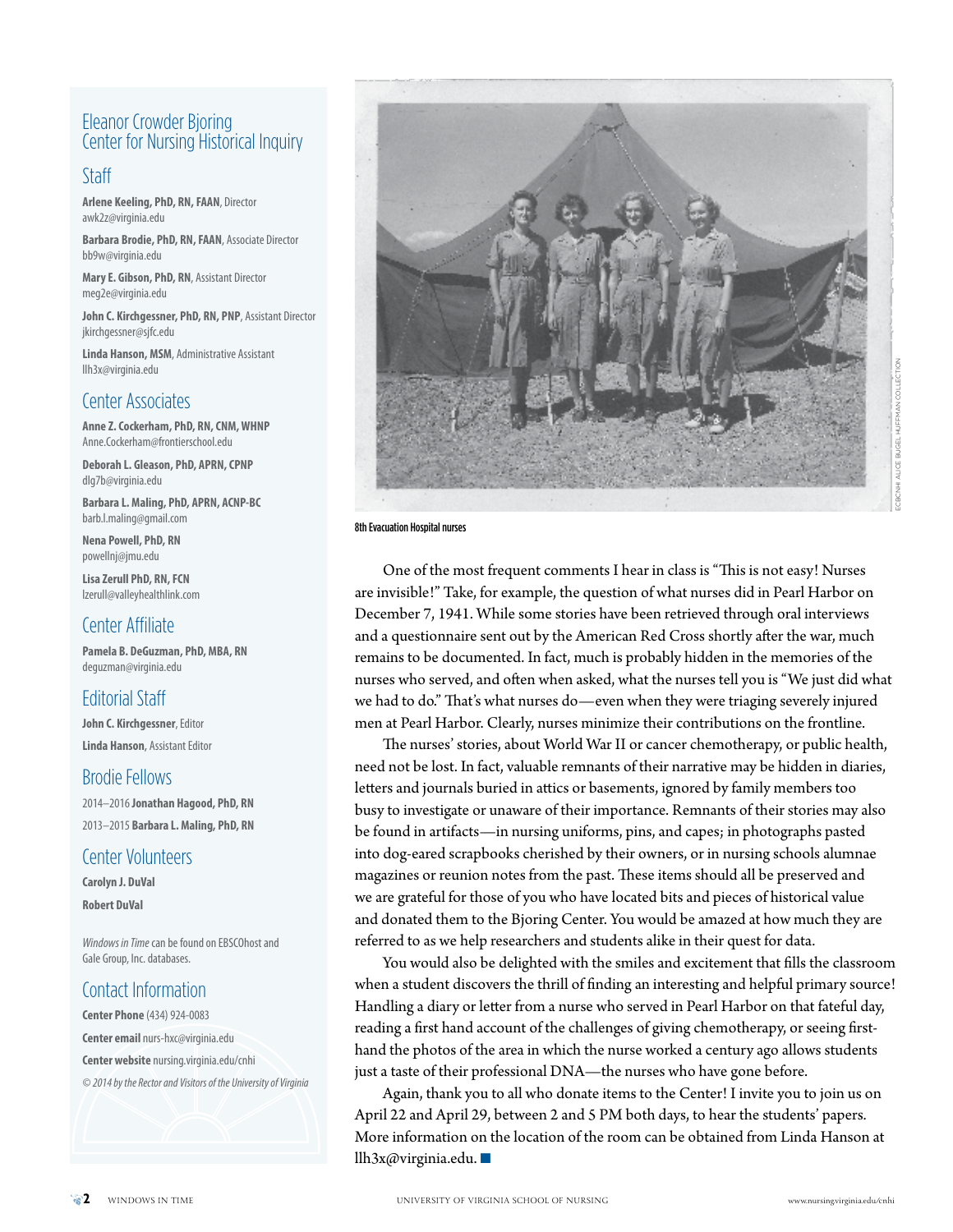## Eleanor Crowder Bjoring Center for Nursing Historical Inquiry

### Staff

**Arlene Keeling, PhD, RN, FAAN**, Director
awk2z@virginia.edu

**Barbara Brodie, PhD, RN, FAAN**, Associate Director
bb9w@virginia.edu

**Mary E. Gibson, PhD, RN**, Assistant Director
meg2e@virginia.edu

**John C. Kirchgessner, PhD, RN, PNP**, Assistant Director
jkirchgessner@sjfc.edu

**Linda Hanson, MSM**, Administrative Assistant
llh3x@virginia.edu

### Center Associates

**Anne Z. Cockerham, PhD, RN, CNM, WHNP**
Anne.Cockerham@frontierschool.edu

**Deborah L. Gleason, PhD, APRN, CPNP**
dlg7b@virginia.edu

**Barbara L. Maling, PhD, APRN, ACNP-BC**
barb.l.maling@gmail.com

**Nena Powell, PhD, RN**
powellnj@jmu.edu

**Lisa Zerull PhD, RN, FCN**
lzerull@valleyhealthlink.com

### Center Affiliate

**Pamela B. DeGuzman, PhD, MBA, RN**
deguzman@virginia.edu

### Editorial Staff

**John C. Kirchgessner**, Editor

**Linda Hanson**, Assistant Editor

### Brodie Fellows

2014–2016 **Jonathan Hagood, PhD, RN**

2013–2015 **Barbara L. Maling, PhD, RN**

### Center Volunteers

**Carolyn J. DuVal**

**Robert DuVal**

*Windows in Time* can be found on EBSCOhost and Gale Group, Inc. databases.

### Contact Information

**Center Phone** (434) 924-0083

**Center email** nurs-hxc@virginia.edu

**Center website** nursing.virginia.edu/cnhi

*© 2014 by the Rector and Visitors of the University of Virginia*

ECBCNHI: ALICE BUGEL HUFFMAN COLLECTION

8th Evacuation Hospital nurses

One of the most frequent comments I hear in class is "This is not easy! Nurses are invisible!" Take, for example, the question of what nurses did in Pearl Harbor on December 7, 1941. While some stories have been retrieved through oral interviews and a questionnaire sent out by the American Red Cross shortly after the war, much remains to be documented. In fact, much is probably hidden in the memories of the nurses who served, and often when asked, what the nurses tell you is "We just did what we had to do." That's what nurses do—even when they were triaging severely injured men at Pearl Harbor. Clearly, nurses minimize their contributions on the frontline.

The nurses' stories, about World War II or cancer chemotherapy, or public health, need not be lost. In fact, valuable remnants of their narrative may be hidden in diaries, letters and journals buried in attics or basements, ignored by family members too busy to investigate or unaware of their importance. Remnants of their stories may also be found in artifacts—in nursing uniforms, pins, and capes; in photographs pasted into dog-eared scrapbooks cherished by their owners, or in nursing schools alumnae magazines or reunion notes from the past. These items should all be preserved and we are grateful for those of you who have located bits and pieces of historical value and donated them to the Bjoring Center. You would be amazed at how much they are referred to as we help researchers and students alike in their quest for data.

You would also be delighted with the smiles and excitement that fills the classroom when a student discovers the thrill of finding an interesting and helpful primary source! Handling a diary or letter from a nurse who served in Pearl Harbor on that fateful day, reading a first hand account of the challenges of giving chemotherapy, or seeing first-hand the photos of the area in which the nurse worked a century ago allows students just a taste of their professional DNA—the nurses who have gone before.

Again, thank you to all who donate items to the Center! I invite you to join us on April 22 and April 29, between 2 and 5 PM both days, to hear the students' papers. More information on the location of the room can be obtained from Linda Hanson at llh3x@virginia.edu. ■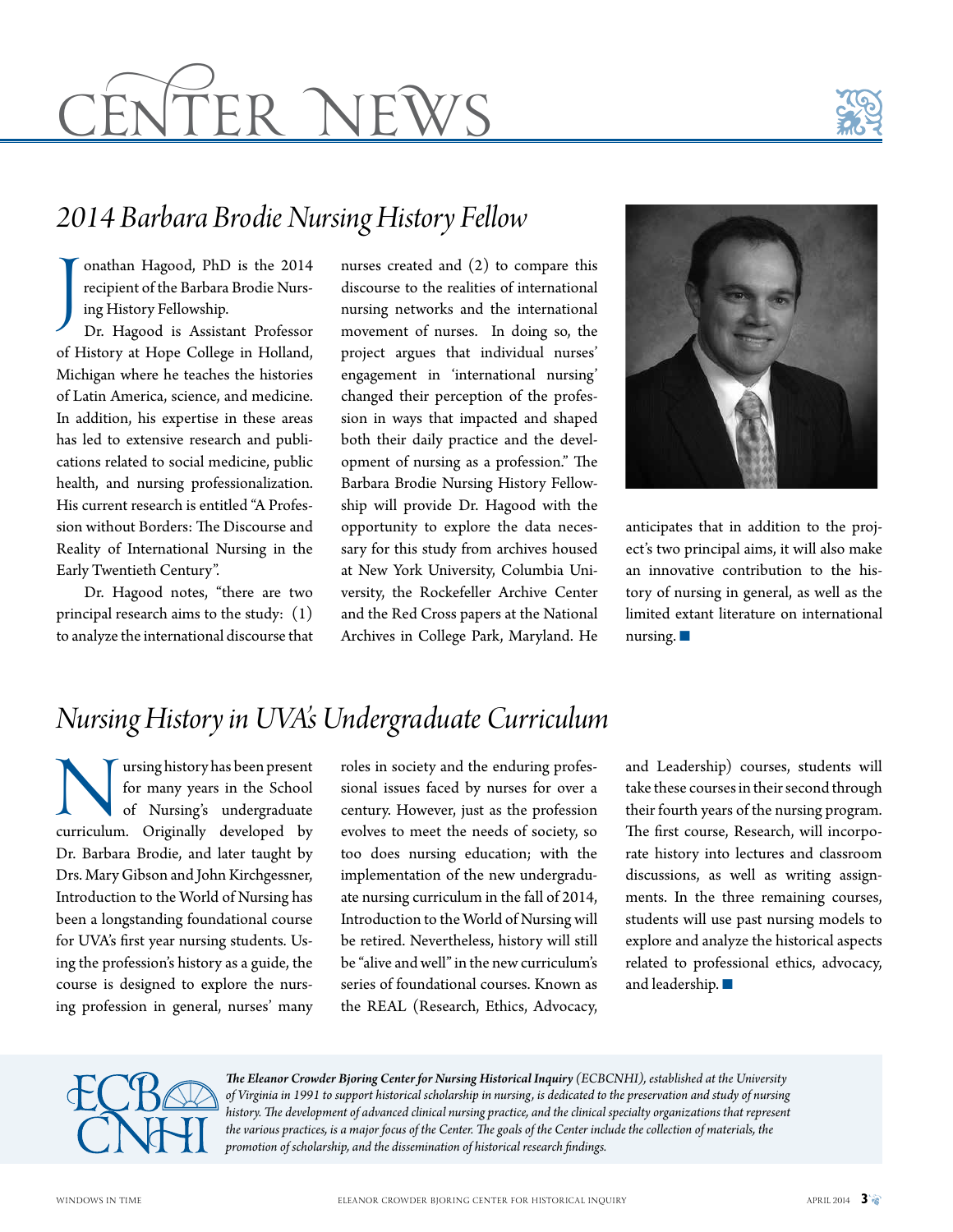# Center News

## *2014 Barbara Brodie Nursing History Fellow*

Jonathan Hagood, PhD is the 2014 recipient of the Barbara Brodie Nursing History Fellowship.

Dr. Hagood is Assistant Professor of History at Hope College in Holland, Michigan where he teaches the histories of Latin America, science, and medicine. In addition, his expertise in these areas has led to extensive research and publications related to social medicine, public health, and nursing professionalization. His current research is entitled "A Profession without Borders: The Discourse and Reality of International Nursing in the Early Twentieth Century".

Dr. Hagood notes, "there are two principal research aims to the study: (1) to analyze the international discourse that nurses created and (2) to compare this discourse to the realities of international nursing networks and the international movement of nurses. In doing so, the project argues that individual nurses' engagement in 'international nursing' changed their perception of the profession in ways that impacted and shaped both their daily practice and the development of nursing as a profession." The Barbara Brodie Nursing History Fellowship will provide Dr. Hagood with the opportunity to explore the data necessary for this study from archives housed at New York University, Columbia University, the Rockefeller Archive Center and the Red Cross papers at the National Archives in College Park, Maryland. He anticipates that in addition to the project's two principal aims, it will also make an innovative contribution to the history of nursing in general, as well as the limited extant literature on international nursing. ■

## *Nursing History in UVA's Undergraduate Curriculum*

Nursing history has been present for many years in the School of Nursing's undergraduate curriculum. Originally developed by Dr. Barbara Brodie, and later taught by Drs. Mary Gibson and John Kirchgessner, Introduction to the World of Nursing has been a longstanding foundational course for UVA's first year nursing students. Using the profession's history as a guide, the course is designed to explore the nursing profession in general, nurses' many roles in society and the enduring professional issues faced by nurses for over a century. However, just as the profession evolves to meet the needs of society, so too does nursing education; with the implementation of the new undergraduate nursing curriculum in the fall of 2014, Introduction to the World of Nursing will be retired. Nevertheless, history will still be "alive and well" in the new curriculum's series of foundational courses. Known as the REAL (Research, Ethics, Advocacy, and Leadership) courses, students will take these courses in their second through their fourth years of the nursing program. The first course, Research, will incorporate history into lectures and classroom discussions, as well as writing assignments. In the three remaining courses, students will use past nursing models to explore and analyze the historical aspects related to professional ethics, advocacy, and leadership. ■

*__The Eleanor Crowder Bjoring Center for Nursing Historical Inquiry__ (ECBCNHI), established at the University of Virginia in 1991 to support historical scholarship in nursing, is dedicated to the preservation and study of nursing history. The development of advanced clinical nursing practice, and the clinical specialty organizations that represent the various practices, is a major focus of the Center. The goals of the Center include the collection of materials, the promotion of scholarship, and the dissemination of historical research findings.*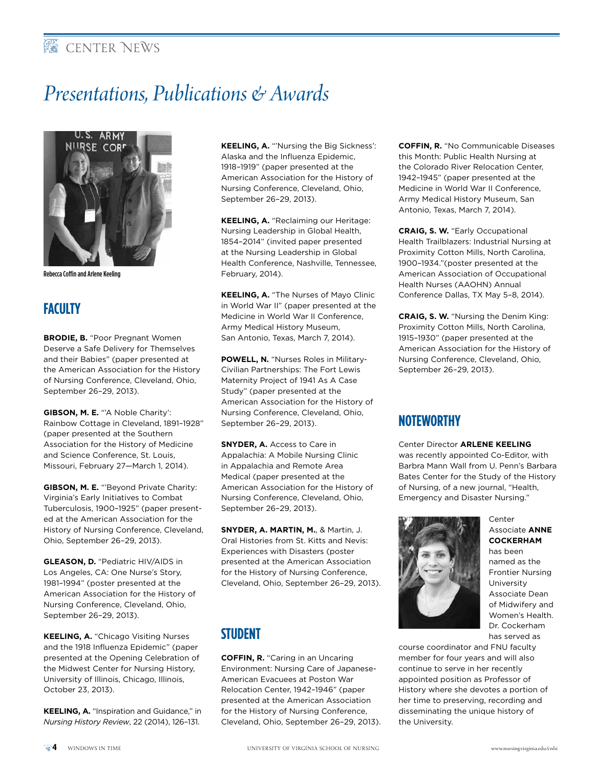# Presentations, Publications & Awards

Rebecca Coffin and Arlene Keeling

## FACULTY

**BRODIE, B.** "Poor Pregnant Women Deserve a Safe Delivery for Themselves and their Babies" (paper presented at the American Association for the History of Nursing Conference, Cleveland, Ohio, September 26–29, 2013).

**GIBSON, M. E.** "'A Noble Charity': Rainbow Cottage in Cleveland, 1891–1928" (paper presented at the Southern Association for the History of Medicine and Science Conference, St. Louis, Missouri, February 27—March 1, 2014).

**GIBSON, M. E.** "'Beyond Private Charity: Virginia's Early Initiatives to Combat Tuberculosis, 1900–1925" (paper presented at the American Association for the History of Nursing Conference, Cleveland, Ohio, September 26–29, 2013).

**GLEASON, D.** "Pediatric HIV/AIDS in Los Angeles, CA: One Nurse's Story, 1981–1994" (poster presented at the American Association for the History of Nursing Conference, Cleveland, Ohio, September 26–29, 2013).

**KEELING, A.** "Chicago Visiting Nurses and the 1918 Influenza Epidemic" (paper presented at the Opening Celebration of the Midwest Center for Nursing History, University of Illinois, Chicago, Illinois, October 23, 2013).

**KEELING, A.** "Inspiration and Guidance," in *Nursing History Review*, 22 (2014), 126–131.

**KEELING, A.** "'Nursing the Big Sickness': Alaska and the Influenza Epidemic, 1918–1919" (paper presented at the American Association for the History of Nursing Conference, Cleveland, Ohio, September 26–29, 2013).

**KEELING, A.** "Reclaiming our Heritage: Nursing Leadership in Global Health, 1854–2014" (invited paper presented at the Nursing Leadership in Global Health Conference, Nashville, Tennessee, February, 2014).

**KEELING, A.** "The Nurses of Mayo Clinic in World War II" (paper presented at the Medicine in World War II Conference, Army Medical History Museum, San Antonio, Texas, March 7, 2014).

**POWELL, N.** "Nurses Roles in Military-Civilian Partnerships: The Fort Lewis Maternity Project of 1941 As A Case Study" (paper presented at the American Association for the History of Nursing Conference, Cleveland, Ohio, September 26–29, 2013).

**SNYDER, A.** Access to Care in Appalachia: A Mobile Nursing Clinic in Appalachia and Remote Area Medical (paper presented at the American Association for the History of Nursing Conference, Cleveland, Ohio, September 26–29, 2013).

**SNYDER, A. MARTIN, M.**, & Martin, J. Oral Histories from St. Kitts and Nevis: Experiences with Disasters (poster presented at the American Association for the History of Nursing Conference, Cleveland, Ohio, September 26–29, 2013).

## STUDENT

**COFFIN, R.** "Caring in an Uncaring Environment: Nursing Care of Japanese-American Evacuees at Poston War Relocation Center, 1942–1946" (paper presented at the American Association for the History of Nursing Conference, Cleveland, Ohio, September 26–29, 2013).

**COFFIN, R.** "No Communicable Diseases this Month: Public Health Nursing at the Colorado River Relocation Center, 1942–1945" (paper presented at the Medicine in World War II Conference, Army Medical History Museum, San Antonio, Texas, March 7, 2014).

**CRAIG, S. W.** "Early Occupational Health Trailblazers: Industrial Nursing at Proximity Cotton Mills, North Carolina, 1900–1934."(poster presented at the American Association of Occupational Health Nurses (AAOHN) Annual Conference Dallas, TX May 5–8, 2014).

**CRAIG, S. W.** "Nursing the Denim King: Proximity Cotton Mills, North Carolina, 1915–1930" (paper presented at the American Association for the History of Nursing Conference, Cleveland, Ohio, September 26–29, 2013).

## NOTEWORTHY

Center Director **ARLENE KEELING** was recently appointed Co-Editor, with Barbra Mann Wall from U. Penn's Barbara Bates Center for the Study of the History of Nursing, of a new journal, "Health, Emergency and Disaster Nursing."

Center Associate **ANNE COCKERHAM** has been named as the Frontier Nursing University Associate Dean of Midwifery and Women's Health. Dr. Cockerham has served as course coordinator and FNU faculty member for four years and will also continue to serve in her recently appointed position as Professor of History where she devotes a portion of her time to preserving, recording and disseminating the unique history of the University.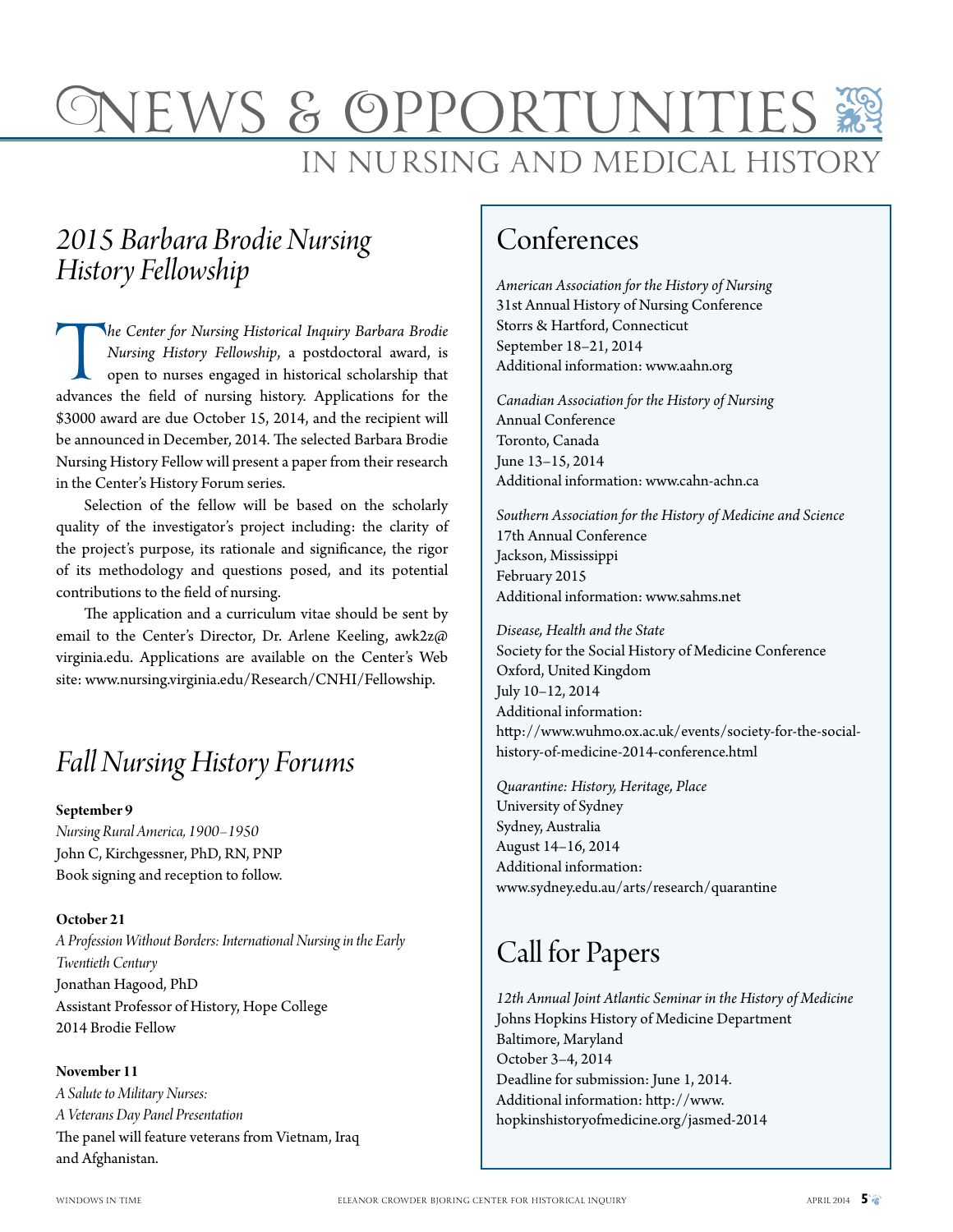# News & Opportunities

## In Nursing and Medical History

## *2015 Barbara Brodie Nursing History Fellowship*

*The Center for Nursing Historical Inquiry Barbara Brodie Nursing History Fellowship*, a postdoctoral award, is open to nurses engaged in historical scholarship that advances the field of nursing history. Applications for the $3000 award are due October 15, 2014, and the recipient will be announced in December, 2014. The selected Barbara Brodie Nursing History Fellow will present a paper from their research in the Center's History Forum series.

Selection of the fellow will be based on the scholarly quality of the investigator's project including: the clarity of the project's purpose, its rationale and significance, the rigor of its methodology and questions posed, and its potential contributions to the field of nursing.

The application and a curriculum vitae should be sent by email to the Center's Director, Dr. Arlene Keeling, awk2z@virginia.edu. Applications are available on the Center's Web site: www.nursing.virginia.edu/Research/CNHI/Fellowship.

## *Fall Nursing History Forums*

**September 9**
*Nursing Rural America, 1900–1950*
John C, Kirchgessner, PhD, RN, PNP
Book signing and reception to follow.

**October 21**
*A Profession Without Borders: International Nursing in the Early Twentieth Century*
Jonathan Hagood, PhD
Assistant Professor of History, Hope College
2014 Brodie Fellow

**November 11**
*A Salute to Military Nurses:*
*A Veterans Day Panel Presentation*
The panel will feature veterans from Vietnam, Iraq and Afghanistan.

## Conferences

*American Association for the History of Nursing*
31st Annual History of Nursing Conference
Storrs & Hartford, Connecticut
September 18–21, 2014
Additional information: www.aahn.org

*Canadian Association for the History of Nursing*
Annual Conference
Toronto, Canada
June 13–15, 2014
Additional information: www.cahn-achn.ca

*Southern Association for the History of Medicine and Science*
17th Annual Conference
Jackson, Mississippi
February 2015
Additional information: www.sahms.net

*Disease, Health and the State*
Society for the Social History of Medicine Conference
Oxford, United Kingdom
July 10–12, 2014
Additional information:
http://www.wuhmo.ox.ac.uk/events/society-for-the-social-history-of-medicine-2014-conference.html

*Quarantine: History, Heritage, Place*
University of Sydney
Sydney, Australia
August 14–16, 2014
Additional information:
www.sydney.edu.au/arts/research/quarantine

## Call for Papers

*12th Annual Joint Atlantic Seminar in the History of Medicine*
Johns Hopkins History of Medicine Department
Baltimore, Maryland
October 3–4, 2014
Deadline for submission: June 1, 2014.
Additional information: http://www.hopkinshistoryofmedicine.org/jasmed-2014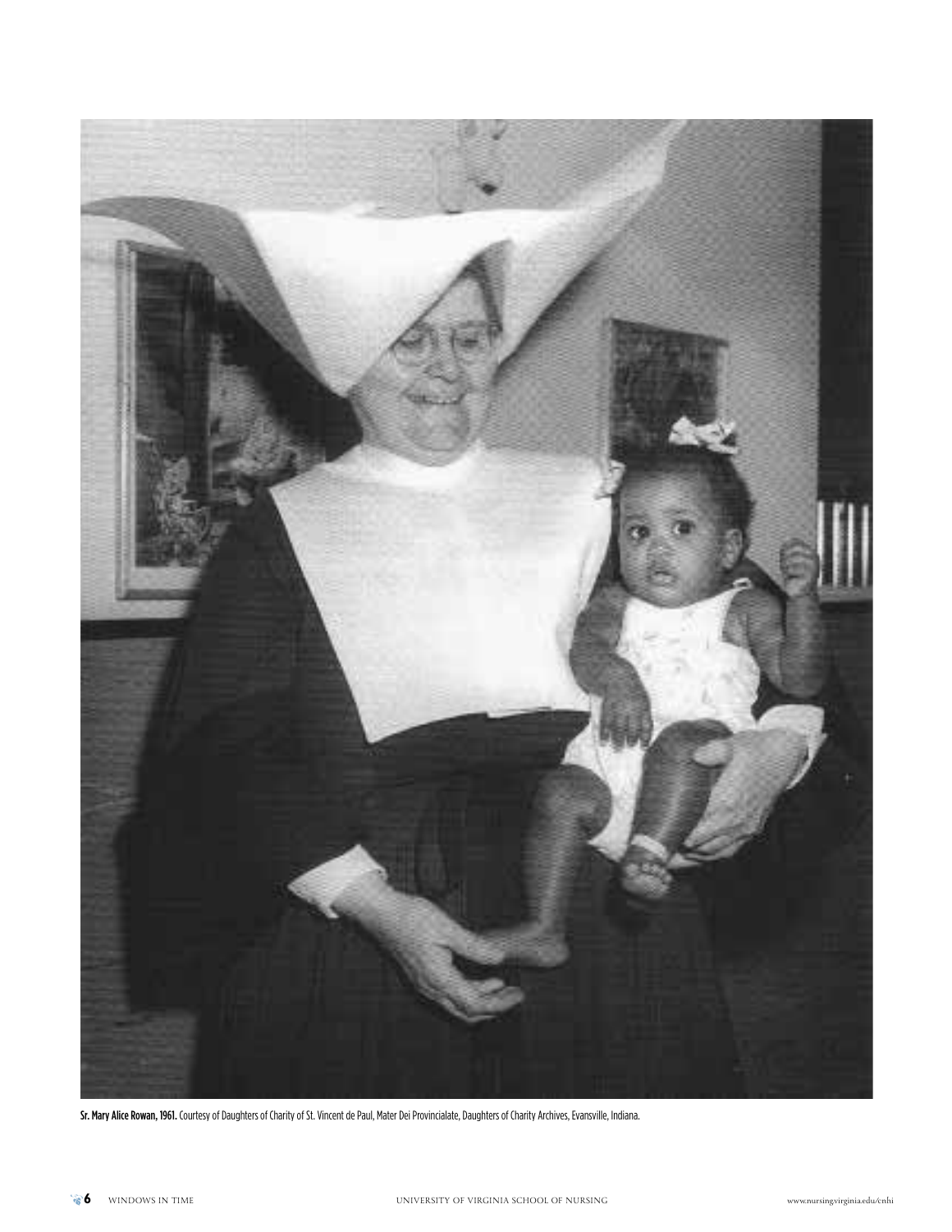**Sr. Mary Alice Rowan, 1961.** Courtesy of Daughters of Charity of St. Vincent de Paul, Mater Dei Provincialate, Daughters of Charity Archives, Evansville, Indiana.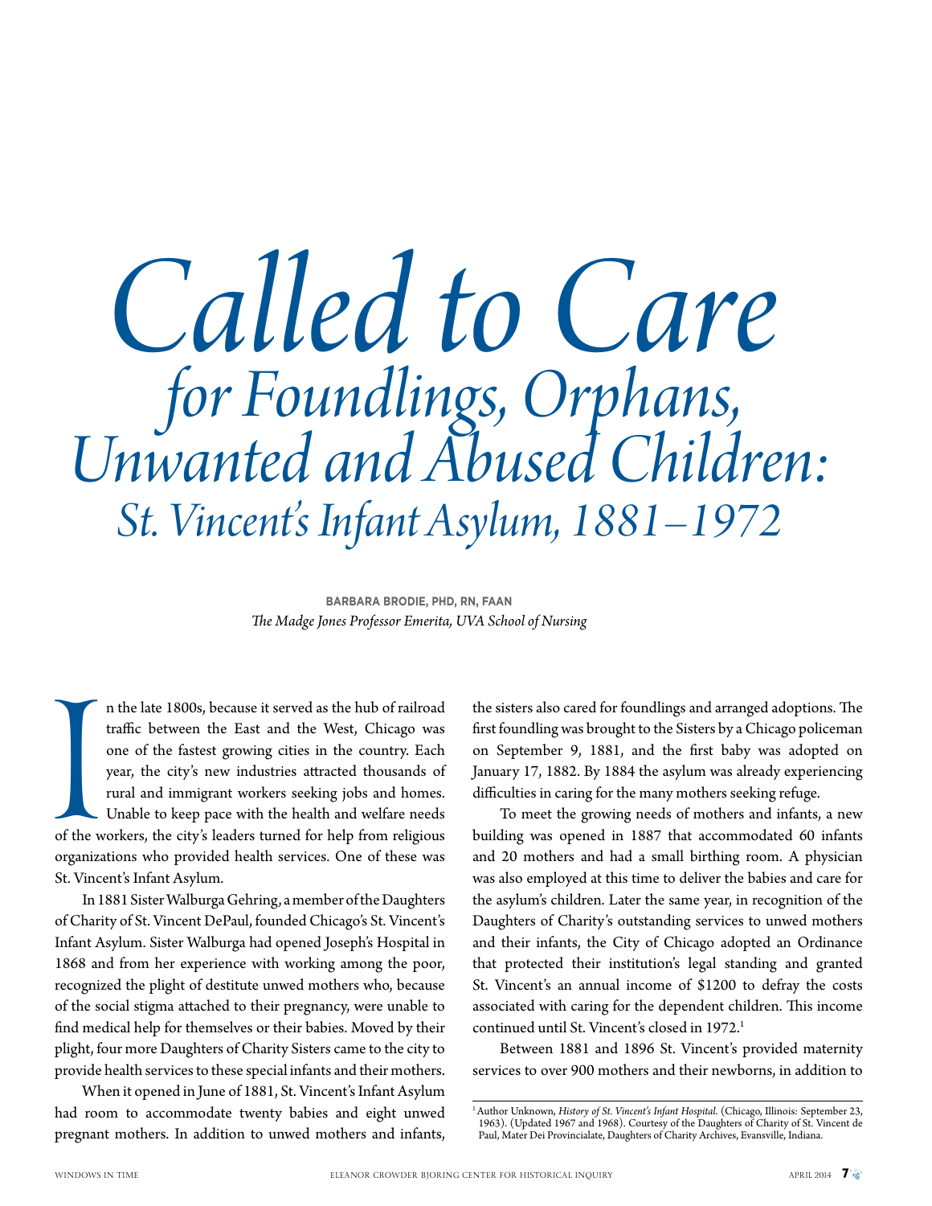# Called to Care
## for Foundlings, Orphans, Unwanted and Abused Children: St. Vincent's Infant Asylum, 1881–1972

**BARBARA BRODIE, PHD, RN, FAAN**
*The Madge Jones Professor Emerita, UVA School of Nursing*

In the late 1800s, because it served as the hub of railroad traffic between the East and the West, Chicago was one of the fastest growing cities in the country. Each year, the city's new industries attracted thousands of rural and immigrant workers seeking jobs and homes. Unable to keep pace with the health and welfare needs of the workers, the city's leaders turned for help from religious organizations who provided health services. One of these was St. Vincent's Infant Asylum.

In 1881 Sister Walburga Gehring, a member of the Daughters of Charity of St. Vincent DePaul, founded Chicago's St. Vincent's Infant Asylum. Sister Walburga had opened Joseph's Hospital in 1868 and from her experience with working among the poor, recognized the plight of destitute unwed mothers who, because of the social stigma attached to their pregnancy, were unable to find medical help for themselves or their babies. Moved by their plight, four more Daughters of Charity Sisters came to the city to provide health services to these special infants and their mothers.

When it opened in June of 1881, St. Vincent's Infant Asylum had room to accommodate twenty babies and eight unwed pregnant mothers. In addition to unwed mothers and infants, the sisters also cared for foundlings and arranged adoptions. The first foundling was brought to the Sisters by a Chicago policeman on September 9, 1881, and the first baby was adopted on January 17, 1882. By 1884 the asylum was already experiencing difficulties in caring for the many mothers seeking refuge.

To meet the growing needs of mothers and infants, a new building was opened in 1887 that accommodated 60 infants and 20 mothers and had a small birthing room. A physician was also employed at this time to deliver the babies and care for the asylum's children. Later the same year, in recognition of the Daughters of Charity's outstanding services to unwed mothers and their infants, the City of Chicago adopted an Ordinance that protected their institution's legal standing and granted St. Vincent's an annual income of $1200 to defray the costs associated with caring for the dependent children. This income continued until St. Vincent's closed in 1972.[1]

Between 1881 and 1896 St. Vincent's provided maternity services to over 900 mothers and their newborns, in addition to

[1] Author Unknown, *History of St. Vincent's Infant Hospital*. (Chicago, Illinois: September 23, 1963). (Updated 1967 and 1968). Courtesy of the Daughters of Charity of St. Vincent de Paul, Mater Dei Provincialate, Daughters of Charity Archives, Evansville, Indiana.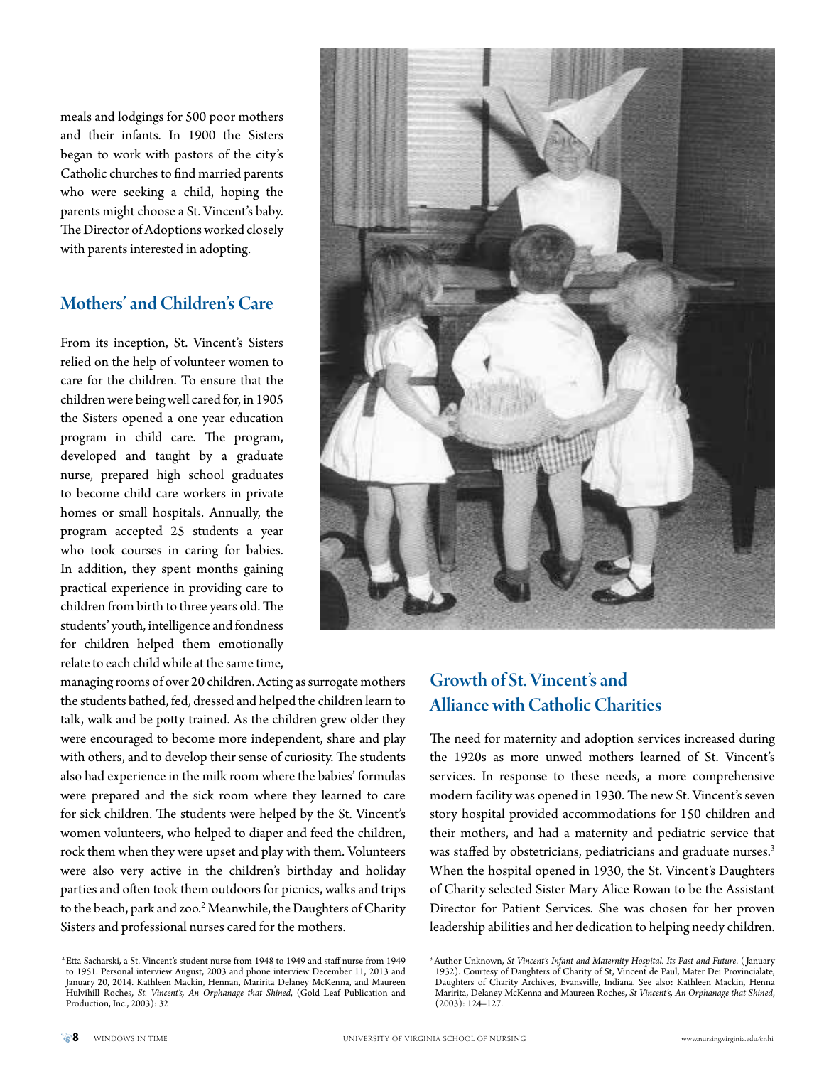meals and lodgings for 500 poor mothers and their infants. In 1900 the Sisters began to work with pastors of the city's Catholic churches to find married parents who were seeking a child, hoping the parents might choose a St. Vincent's baby. The Director of Adoptions worked closely with parents interested in adopting.

## Mothers' and Children's Care

From its inception, St. Vincent's Sisters relied on the help of volunteer women to care for the children. To ensure that the children were being well cared for, in 1905 the Sisters opened a one year education program in child care. The program, developed and taught by a graduate nurse, prepared high school graduates to become child care workers in private homes or small hospitals. Annually, the program accepted 25 students a year who took courses in caring for babies. In addition, they spent months gaining practical experience in providing care to children from birth to three years old. The students' youth, intelligence and fondness for children helped them emotionally relate to each child while at the same time, managing rooms of over 20 children. Acting as surrogate mothers the students bathed, fed, dressed and helped the children learn to talk, walk and be potty trained. As the children grew older they were encouraged to become more independent, share and play with others, and to develop their sense of curiosity. The students also had experience in the milk room where the babies' formulas were prepared and the sick room where they learned to care for sick children. The students were helped by the St. Vincent's women volunteers, who helped to diaper and feed the children, rock them when they were upset and play with them. Volunteers were also very active in the children's birthday and holiday parties and often took them outdoors for picnics, walks and trips to the beach, park and zoo.[2] Meanwhile, the Daughters of Charity Sisters and professional nurses cared for the mothers.

## Growth of St. Vincent's and Alliance with Catholic Charities

The need for maternity and adoption services increased during the 1920s as more unwed mothers learned of St. Vincent's services. In response to these needs, a more comprehensive modern facility was opened in 1930. The new St. Vincent's seven story hospital provided accommodations for 150 children and their mothers, and had a maternity and pediatric service that was staffed by obstetricians, pediatricians and graduate nurses.[3] When the hospital opened in 1930, the St. Vincent's Daughters of Charity selected Sister Mary Alice Rowan to be the Assistant Director for Patient Services. She was chosen for her proven leadership abilities and her dedication to helping needy children.

---

[2] Etta Sacharski, a St. Vincent's student nurse from 1948 to 1949 and staff nurse from 1949 to 1951. Personal interview August, 2003 and phone interview December 11, 2013 and January 20, 2014. Kathleen Mackin, Hennan, Maririta Delaney McKenna, and Maureen Hulvihill Roches, *St. Vincent's, An Orphanage that Shined*, (Gold Leaf Publication and Production, Inc., 2003): 32

[3] Author Unknown, *St Vincent's Infant and Maternity Hospital. Its Past and Future*. (January 1932). Courtesy of Daughters of Charity of St, Vincent de Paul, Mater Dei Provincialate, Daughters of Charity Archives, Evansville, Indiana. See also: Kathleen Mackin, Henna Maririta, Delaney McKenna and Maureen Roches, *St Vincent's, An Orphanage that Shined*, (2003): 124–127.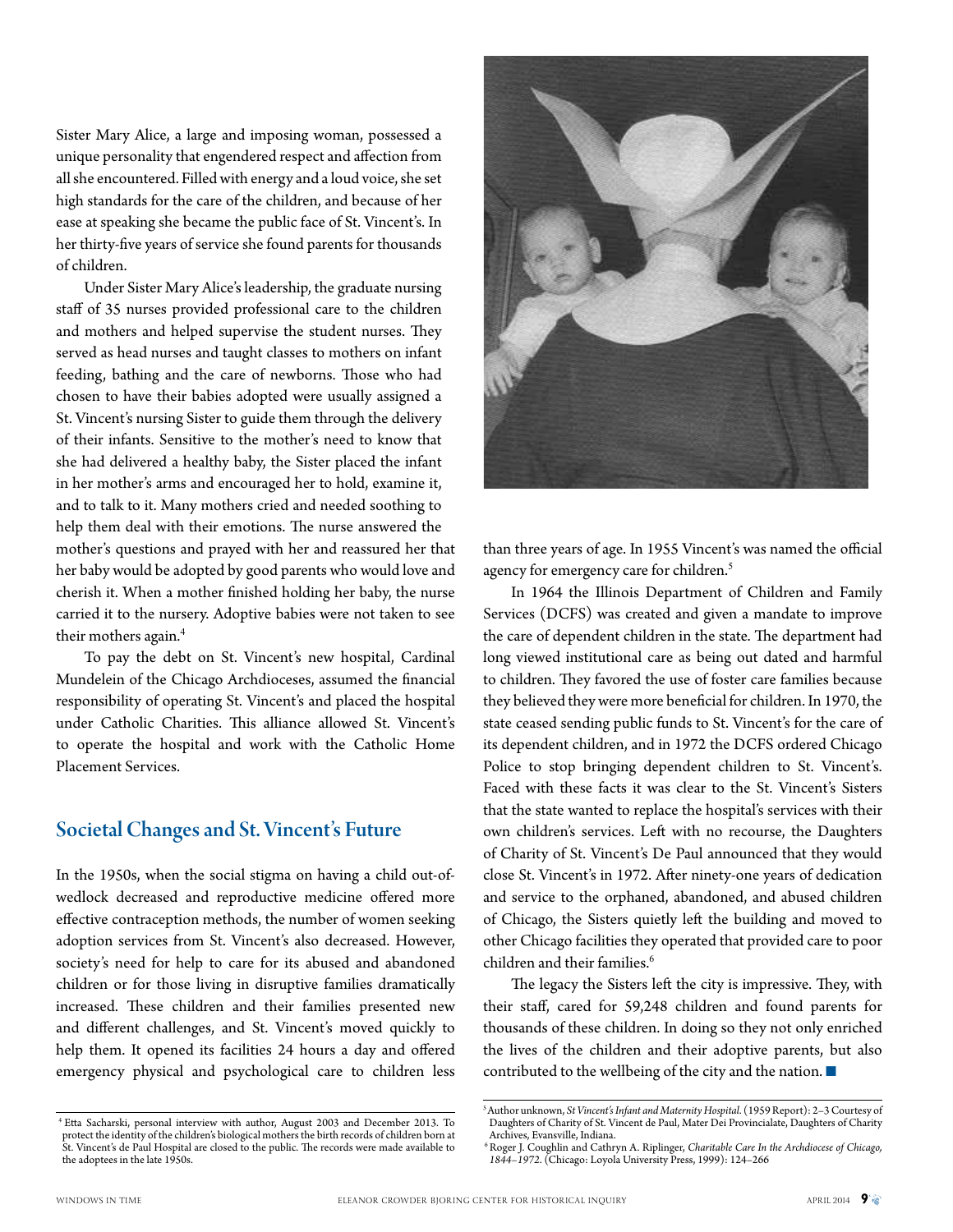Sister Mary Alice, a large and imposing woman, possessed a unique personality that engendered respect and affection from all she encountered. Filled with energy and a loud voice, she set high standards for the care of the children, and because of her ease at speaking she became the public face of St. Vincent's. In her thirty-five years of service she found parents for thousands of children.

Under Sister Mary Alice's leadership, the graduate nursing staff of 35 nurses provided professional care to the children and mothers and helped supervise the student nurses. They served as head nurses and taught classes to mothers on infant feeding, bathing and the care of newborns. Those who had chosen to have their babies adopted were usually assigned a St. Vincent's nursing Sister to guide them through the delivery of their infants. Sensitive to the mother's need to know that she had delivered a healthy baby, the Sister placed the infant in her mother's arms and encouraged her to hold, examine it, and to talk to it. Many mothers cried and needed soothing to help them deal with their emotions. The nurse answered the mother's questions and prayed with her and reassured her that her baby would be adopted by good parents who would love and cherish it. When a mother finished holding her baby, the nurse carried it to the nursery. Adoptive babies were not taken to see their mothers again.[4]

To pay the debt on St. Vincent's new hospital, Cardinal Mundelein of the Chicago Archdioceses, assumed the financial responsibility of operating St. Vincent's and placed the hospital under Catholic Charities. This alliance allowed St. Vincent's to operate the hospital and work with the Catholic Home Placement Services.

## Societal Changes and St. Vincent's Future

In the 1950s, when the social stigma on having a child out-of-wedlock decreased and reproductive medicine offered more effective contraception methods, the number of women seeking adoption services from St. Vincent's also decreased. However, society's need for help to care for its abused and abandoned children or for those living in disruptive families dramatically increased. These children and their families presented new and different challenges, and St. Vincent's moved quickly to help them. It opened its facilities 24 hours a day and offered emergency physical and psychological care to children less than three years of age. In 1955 Vincent's was named the official agency for emergency care for children.[5]

In 1964 the Illinois Department of Children and Family Services (DCFS) was created and given a mandate to improve the care of dependent children in the state. The department had long viewed institutional care as being out dated and harmful to children. They favored the use of foster care families because they believed they were more beneficial for children. In 1970, the state ceased sending public funds to St. Vincent's for the care of its dependent children, and in 1972 the DCFS ordered Chicago Police to stop bringing dependent children to St. Vincent's. Faced with these facts it was clear to the St. Vincent's Sisters that the state wanted to replace the hospital's services with their own children's services. Left with no recourse, the Daughters of Charity of St. Vincent's De Paul announced that they would close St. Vincent's in 1972. After ninety-one years of dedication and service to the orphaned, abandoned, and abused children of Chicago, the Sisters quietly left the building and moved to other Chicago facilities they operated that provided care to poor children and their families.[6]

The legacy the Sisters left the city is impressive. They, with their staff, cared for 59,248 children and found parents for thousands of these children. In doing so they not only enriched the lives of the children and their adoptive parents, but also contributed to the wellbeing of the city and the nation. ■

[4] Etta Sacharski, personal interview with author, August 2003 and December 2013. To protect the identity of the children's biological mothers the birth records of children born at St. Vincent's de Paul Hospital are closed to the public. The records were made available to the adoptees in the late 1950s.

[5] Author unknown, *St Vincent's Infant and Maternity Hospital.* (1959 Report): 2–3 Courtesy of Daughters of Charity of St. Vincent de Paul, Mater Dei Provincialate, Daughters of Charity Archives, Evansville, Indiana.

[6] Roger J. Coughlin and Cathryn A. Riplinger, *Charitable Care In the Archdiocese of Chicago, 1844–1972.* (Chicago: Loyola University Press, 1999): 124–266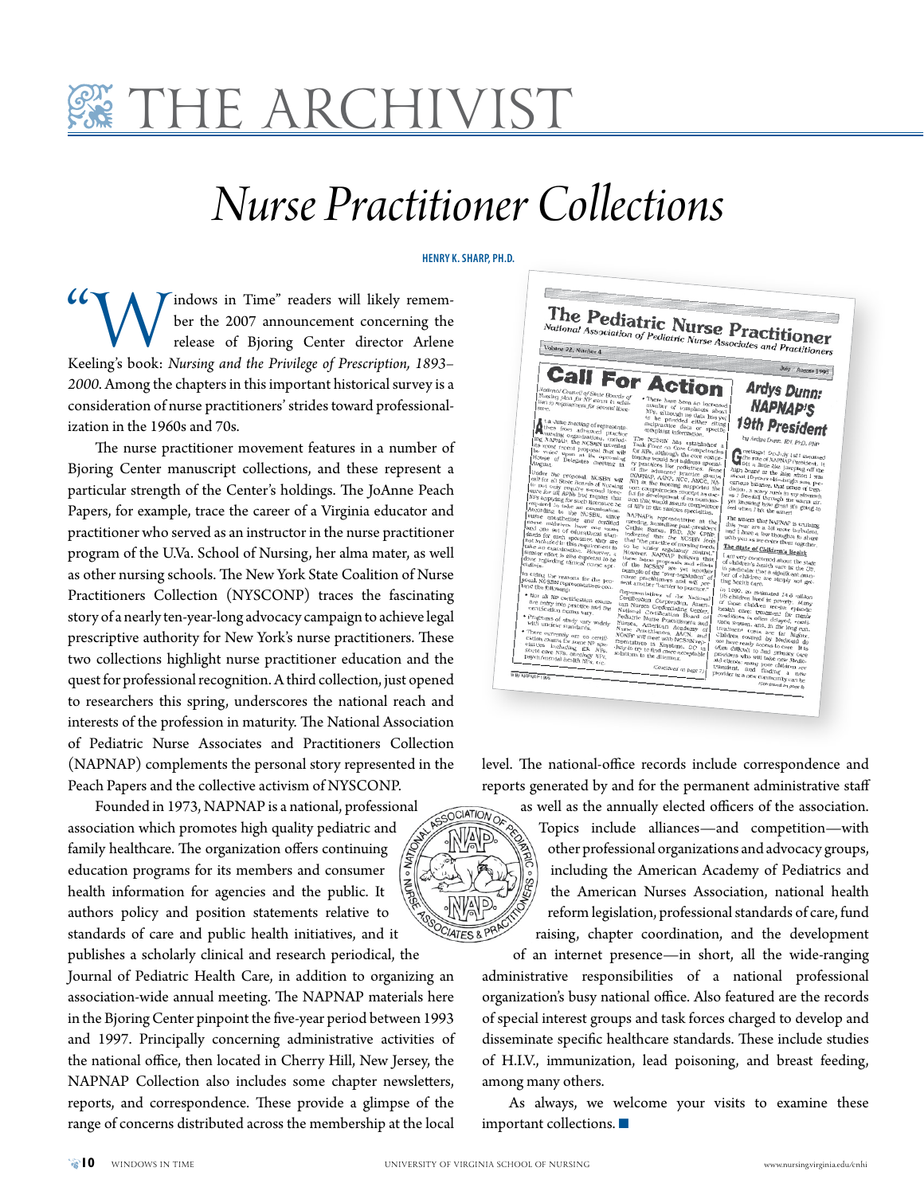# THE ARCHIVIST

## *Nurse Practitioner Collections*

**HENRY K. SHARP, PH.D.**

"Windows in Time" readers will likely remember the 2007 announcement concerning the release of Bjoring Center director Arlene Keeling's book: *Nursing and the Privilege of Prescription, 1893–2000*. Among the chapters in this important historical survey is a consideration of nurse practitioners' strides toward professionalization in the 1960s and 70s.

The nurse practitioner movement features in a number of Bjoring Center manuscript collections, and these represent a particular strength of the Center's holdings. The JoAnne Peach Papers, for example, trace the career of a Virginia educator and practitioner who served as an instructor in the nurse practitioner program of the U.Va. School of Nursing, her alma mater, as well as other nursing schools. The New York State Coalition of Nurse Practitioners Collection (NYSCONP) traces the fascinating story of a nearly ten-year-long advocacy campaign to achieve legal prescriptive authority for New York's nurse practitioners. These two collections highlight nurse practitioner education and the quest for professional recognition. A third collection, just opened to researchers this spring, underscores the national reach and interests of the profession in maturity. The National Association of Pediatric Nurse Associates and Practitioners Collection (NAPNAP) complements the personal story represented in the Peach Papers and the collective activism of NYSCONP.

Founded in 1973, NAPNAP is a national, professional association which promotes high quality pediatric and family healthcare. The organization offers continuing education programs for its members and consumer health information for agencies and the public. It authors policy and position statements relative to standards of care and public health initiatives, and it publishes a scholarly clinical and research periodical, the Journal of Pediatric Health Care, in addition to organizing an association-wide annual meeting. The NAPNAP materials here in the Bjoring Center pinpoint the five-year period between 1993 and 1997. Principally concerning administrative activities of the national office, then located in Cherry Hill, New Jersey, the NAPNAP Collection also includes some chapter newsletters, reports, and correspondence. These provide a glimpse of the range of concerns distributed across the membership at the local level. The national-office records include correspondence and reports generated by and for the permanent administrative staff as well as the annually elected officers of the association. Topics include alliances—and competition—with other professional organizations and advocacy groups, including the American Academy of Pediatrics and the American Nurses Association, national health reform legislation, professional standards of care, fund raising, chapter coordination, and the development of an internet presence—in short, all the wide-ranging administrative responsibilities of a national professional organization's busy national office. Also featured are the records of special interest groups and task forces charged to develop and disseminate specific healthcare standards. These include studies of H.I.V., immunization, lead poisoning, and breast feeding, among many others.

As always, we welcome your visits to examine these important collections. ■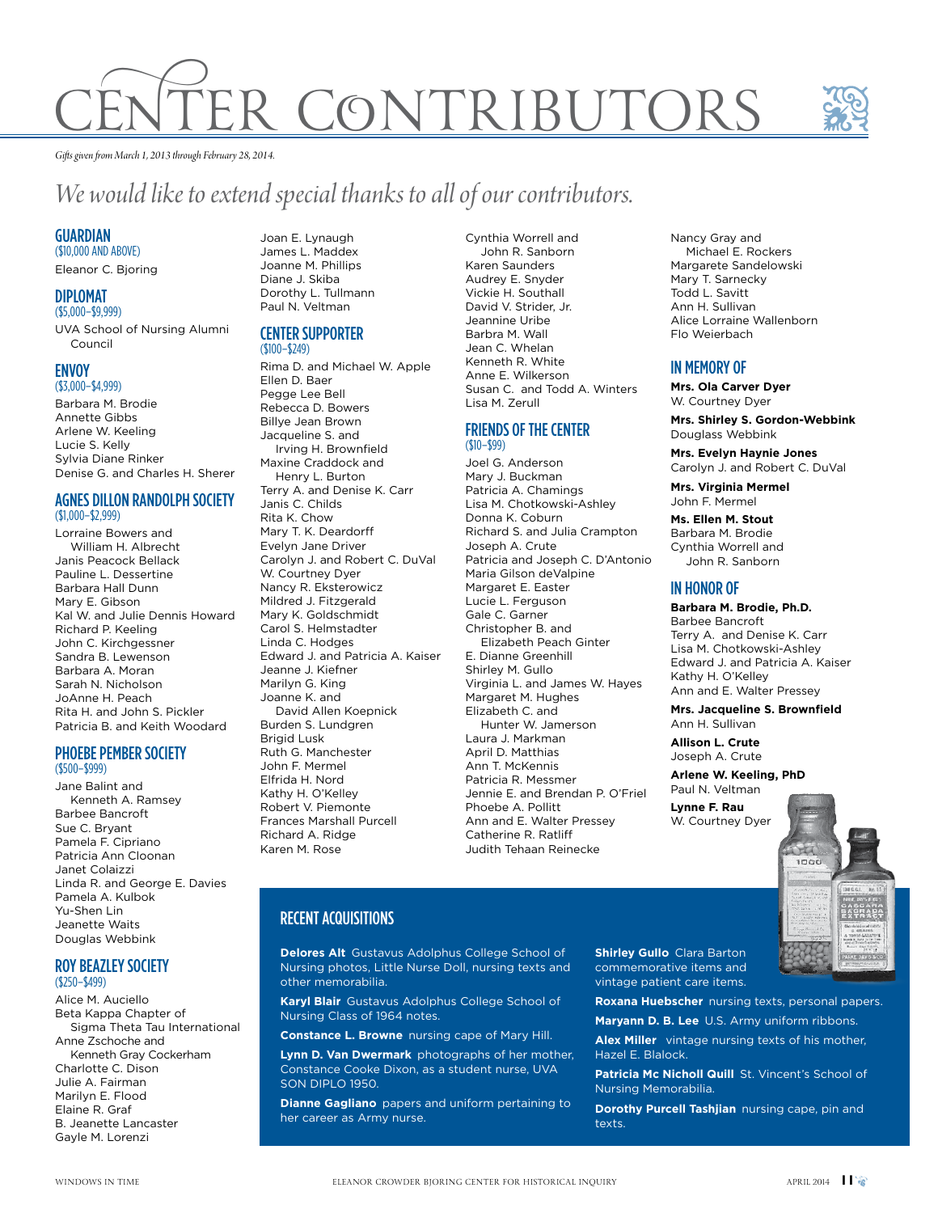# CENTER CONTRIBUTORS

*Gifts given from March 1, 2013 through February 28, 2014.*

*We would like to extend special thanks to all of our contributors.*

## GUARDIAN
($10,000 AND ABOVE)

Eleanor C. Bjoring

## DIPLOMAT
($5,000–$9,999)

UVA School of Nursing Alumni Council

## ENVOY
($3,000–$4,999)

Barbara M. Brodie
Annette Gibbs
Arlene W. Keeling
Lucie S. Kelly
Sylvia Diane Rinker
Denise G. and Charles H. Sherer

## AGNES DILLON RANDOLPH SOCIETY
($1,000–$2,999)

Lorraine Bowers and William H. Albrecht
Janis Peacock Bellack
Pauline L. Dessertine
Barbara Hall Dunn
Mary E. Gibson
Kal W. and Julie Dennis Howard
Richard P. Keeling
John C. Kirchgessner
Sandra B. Lewenson
Barbara A. Moran
Sarah N. Nicholson
JoAnne H. Peach
Rita H. and John S. Pickler
Patricia B. and Keith Woodard

## PHOEBE PEMBER SOCIETY
($500–$999)

Jane Balint and Kenneth A. Ramsey
Barbee Bancroft
Sue C. Bryant
Pamela F. Cipriano
Patricia Ann Cloonan
Janet Colaizzi
Linda R. and George E. Davies
Pamela A. Kulbok
Yu-Shen Lin
Jeanette Waits
Douglas Webbink

## ROY BEAZLEY SOCIETY
($250–$499)

Alice M. Auciello
Beta Kappa Chapter of Sigma Theta Tau International
Anne Zschoche and Kenneth Gray Cockerham
Charlotte C. Dison
Julie A. Fairman
Marilyn E. Flood
Elaine R. Graf
B. Jeanette Lancaster
Gayle M. Lorenzi
Joan E. Lynaugh
James L. Maddex
Joanne M. Phillips
Diane J. Skiba
Dorothy L. Tullmann
Paul N. Veltman

## CENTER SUPPORTER
($100–$249)

Rima D. and Michael W. Apple
Ellen D. Baer
Pegge Lee Bell
Rebecca D. Bowers
Billye Jean Brown
Jacqueline S. and Irving H. Brownfield
Maxine Craddock and Henry L. Burton
Terry A. and Denise K. Carr
Janis C. Childs
Rita K. Chow
Mary T. K. Deardorff
Evelyn Jane Driver
Carolyn J. and Robert C. DuVal
W. Courtney Dyer
Nancy R. Eksterowicz
Mildred J. Fitzgerald
Mary K. Goldschmidt
Carol S. Helmstadter
Linda C. Hodges
Edward J. and Patricia A. Kaiser
Jeanne J. Kiefner
Marilyn G. King
Joanne K. and David Allen Koepnick
Burden S. Lundgren
Brigid Lusk
Ruth G. Manchester
John F. Mermel
Elfrida H. Nord
Kathy H. O'Kelley
Robert V. Piemonte
Frances Marshall Purcell
Richard A. Ridge
Karen M. Rose
Cynthia Worrell and John R. Sanborn
Karen Saunders
Audrey E. Snyder
Vickie H. Southall
David V. Strider, Jr.
Jeannine Uribe
Barbra M. Wall
Jean C. Whelan
Kenneth R. White
Anne E. Wilkerson
Susan C. and Todd A. Winters
Lisa M. Zerull

## FRIENDS OF THE CENTER
($10–$99)

Joel G. Anderson
Mary J. Buckman
Patricia A. Chamings
Lisa M. Chotkowski-Ashley
Donna K. Coburn
Richard S. and Julia Crampton
Joseph A. Crute
Patricia and Joseph C. D'Antonio
Maria Gilson deValpine
Margaret E. Easter
Lucie L. Ferguson
Gale C. Garner
Christopher B. and Elizabeth Peach Ginter
E. Dianne Greenhill
Shirley M. Gullo
Virginia L. and James W. Hayes
Margaret M. Hughes
Elizabeth C. and Hunter W. Jamerson
Laura J. Markman
April D. Matthias
Ann T. McKennis
Patricia E. Messmer
Jennie E. and Brendan P. O'Friel
Phoebe A. Pollitt
Ann and E. Walter Pressey
Catherine R. Ratliff
Judith Tehaan Reinecke
Nancy Gray and Michael E. Rockers
Margarete Sandelowski
Mary T. Sarnecky
Todd L. Savitt
Ann H. Sullivan
Alice Lorraine Wallenborn
Flo Weierbach

## IN MEMORY OF

**Mrs. Ola Carver Dyer**
W. Courtney Dyer

**Mrs. Shirley S. Gordon-Webbink**
Douglass Webbink

**Mrs. Evelyn Haynie Jones**
Carolyn J. and Robert C. DuVal

**Mrs. Virginia Mermel**
John F. Mermel

**Ms. Ellen M. Stout**
Barbara M. Brodie
Cynthia Worrell and John R. Sanborn

## IN HONOR OF

**Barbara M. Brodie, Ph.D.**
Barbee Bancroft
Terry A. and Denise K. Carr
Lisa M. Chotkowski-Ashley
Edward J. and Patricia A. Kaiser
Kathy H. O'Kelley
Ann and E. Walter Pressey

**Mrs. Jacqueline S. Brownfield**
Ann H. Sullivan

**Allison L. Crute**
Joseph A. Crute

**Arlene W. Keeling, PhD**
Paul N. Veltman

**Lynne F. Rau**
W. Courtney Dyer

## RECENT ACQUISITIONS

**Delores Alt** Gustavus Adolphus College School of Nursing photos, Little Nurse Doll, nursing texts and other memorabilia.

**Karyl Blair** Gustavus Adolphus College School of Nursing Class of 1964 notes.

**Constance L. Browne** nursing cape of Mary Hill.

**Lynn D. Van Dwermark** photographs of her mother, Constance Cooke Dixon, as a student nurse, UVA SON DIPLO 1950.

**Dianne Gagliano** papers and uniform pertaining to her career as Army nurse.

**Shirley Gullo** Clara Barton commemorative items and vintage patient care items.

**Roxana Huebscher** nursing texts, personal papers.

**Maryann D. B. Lee** U.S. Army uniform ribbons.

**Alex Miller** vintage nursing texts of his mother, Hazel E. Blalock.

**Patricia Mc Nicholl Quill** St. Vincent's School of Nursing Memorabilia.

**Dorothy Purcell Tashjian** nursing cape, pin and texts.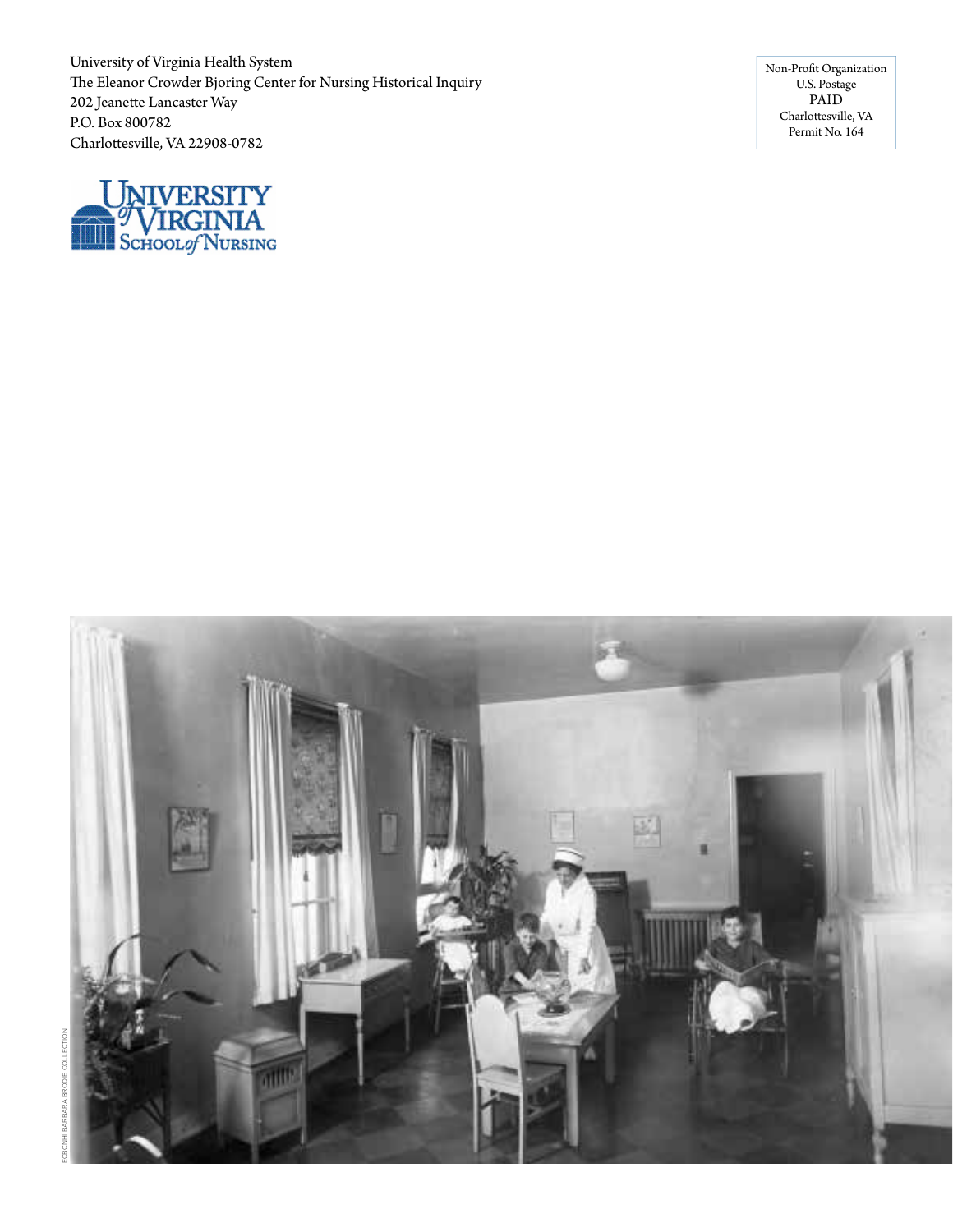University of Virginia Health System
The Eleanor Crowder Bjoring Center for Nursing Historical Inquiry
202 Jeanette Lancaster Way
P.O. Box 800782
Charlottesville, VA 22908-0782

Non-Profit Organization
U.S. Postage
PAID
Charlottesville, VA
Permit No. 164

ECBCNHI BARBARA BRODIE COLLECTION